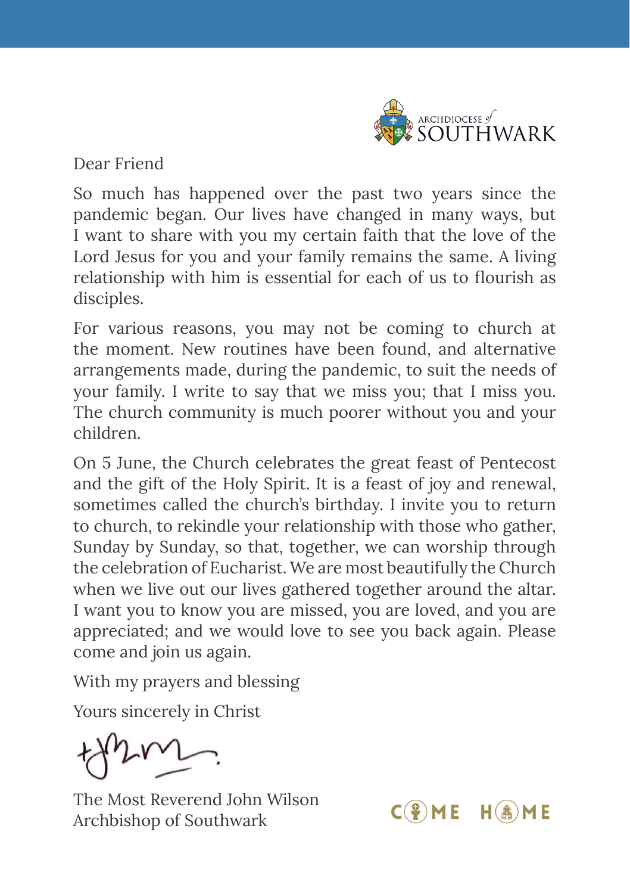ARCHDIOCESE of SOUTHWARK

Dear Friend

So much has happened over the past two years since the pandemic began. Our lives have changed in many ways, but I want to share with you my certain faith that the love of the Lord Jesus for you and your family remains the same. A living relationship with him is essential for each of us to flourish as disciples.

For various reasons, you may not be coming to church at the moment. New routines have been found, and alternative arrangements made, during the pandemic, to suit the needs of your family. I write to say that we miss you; that I miss you. The church community is much poorer without you and your children.

On 5 June, the Church celebrates the great feast of Pentecost and the gift of the Holy Spirit. It is a feast of joy and renewal, sometimes called the church's birthday. I invite you to return to church, to rekindle your relationship with those who gather, Sunday by Sunday, so that, together, we can worship through the celebration of Eucharist. We are most beautifully the Church when we live out our lives gathered together around the altar. I want you to know you are missed, you are loved, and you are appreciated; and we would love to see you back again. Please come and join us again.

With my prayers and blessing

Yours sincerely in Christ

The Most Reverend John Wilson
Archbishop of Southwark

COME HOME